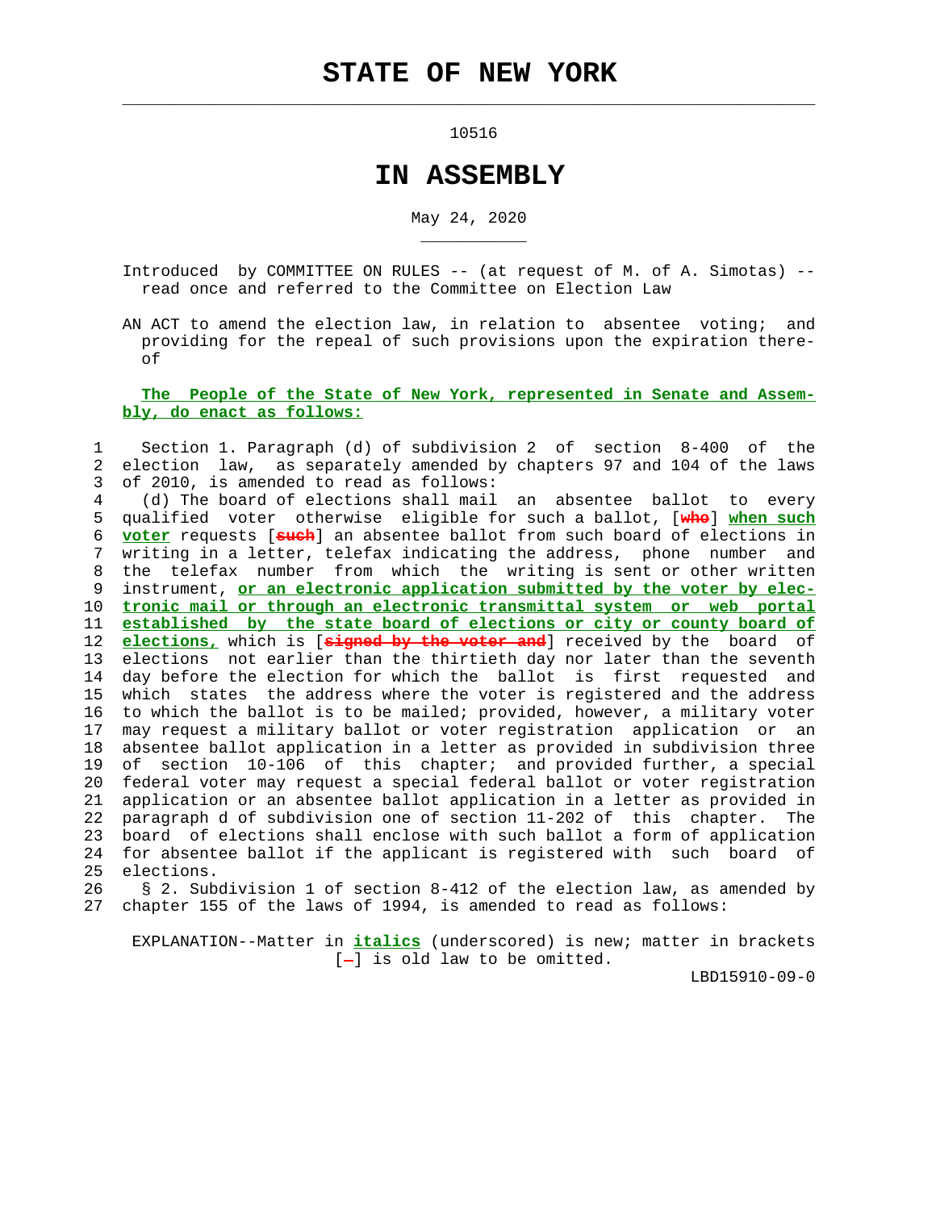# STATE OF NEW YORK

10516

# IN ASSEMBLY

May 24, 2020

Introduced by COMMITTEE ON RULES -- (at request of M. of A. Simotas) -- read once and referred to the Committee on Election Law

AN ACT to amend the election law, in relation to absentee voting; and providing for the repeal of such provisions upon the expiration thereof

**The People of the State of New York, represented in Senate and Assembly, do enact as follows:**

Section 1. Paragraph (d) of subdivision 2 of section 8-400 of the election law, as separately amended by chapters 97 and 104 of the laws of 2010, is amended to read as follows:

(d) The board of elections shall mail an absentee ballot to every qualified voter otherwise eligible for such a ballot, [who] ***when such voter*** requests [such] an absentee ballot from such board of elections in writing in a letter, telefax indicating the address, phone number and the telefax number from which the writing is sent or other written instrument, ***or an electronic application submitted by the voter by electronic mail or through an electronic transmittal system or web portal established by the state board of elections or city or county board of elections,*** which is [signed by the voter and] received by the board of elections not earlier than the thirtieth day nor later than the seventh day before the election for which the ballot is first requested and which states the address where the voter is registered and the address to which the ballot is to be mailed; provided, however, a military voter may request a military ballot or voter registration application or an absentee ballot application in a letter as provided in subdivision three of section 10-106 of this chapter; and provided further, a special federal voter may request a special federal ballot or voter registration application or an absentee ballot application in a letter as provided in paragraph d of subdivision one of section 11-202 of this chapter. The board of elections shall enclose with such ballot a form of application for absentee ballot if the applicant is registered with such board of elections.

§ 2. Subdivision 1 of section 8-412 of the election law, as amended by chapter 155 of the laws of 1994, is amended to read as follows:

EXPLANATION--Matter in ***italics*** (underscored) is new; matter in brackets [-] is old law to be omitted.

LBD15910-09-0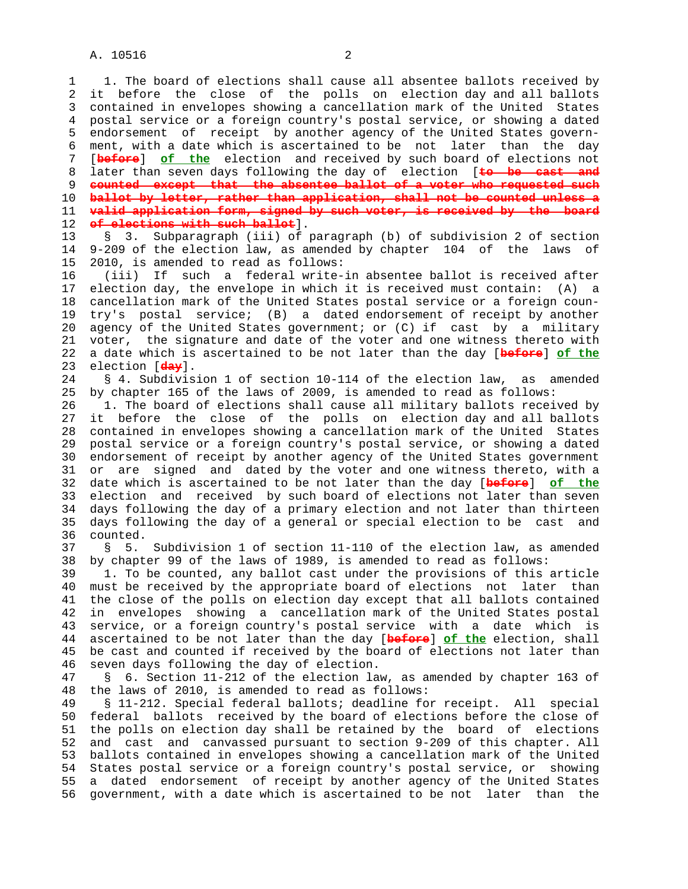1. The board of elections shall cause all absentee ballots received by it before the close of the polls on election day and all ballots contained in envelopes showing a cancellation mark of the United States postal service or a foreign country's postal service, or showing a dated endorsement of receipt by another agency of the United States government, with a date which is ascertained to be not later than the day [~~before~~] **of the** election and received by such board of elections not later than seven days following the day of election [~~to be cast and counted except that the absentee ballot of a voter who requested such ballot by letter, rather than application, shall not be counted unless a valid application form, signed by such voter, is received by the board of elections with such ballot~~].

§ 3. Subparagraph (iii) of paragraph (b) of subdivision 2 of section 9-209 of the election law, as amended by chapter 104 of the laws of 2010, is amended to read as follows:

(iii) If such a federal write-in absentee ballot is received after election day, the envelope in which it is received must contain: (A) a cancellation mark of the United States postal service or a foreign country's postal service; (B) a dated endorsement of receipt by another agency of the United States government; or (C) if cast by a military voter, the signature and date of the voter and one witness thereto with a date which is ascertained to be not later than the day [~~before~~] **of the** election [~~day~~].

§ 4. Subdivision 1 of section 10-114 of the election law, as amended by chapter 165 of the laws of 2009, is amended to read as follows:

1. The board of elections shall cause all military ballots received by it before the close of the polls on election day and all ballots contained in envelopes showing a cancellation mark of the United States postal service or a foreign country's postal service, or showing a dated endorsement of receipt by another agency of the United States government or are signed and dated by the voter and one witness thereto, with a date which is ascertained to be not later than the day [~~before~~] **of the** election and received by such board of elections not later than seven days following the day of a primary election and not later than thirteen days following the day of a general or special election to be cast and counted.

§ 5. Subdivision 1 of section 11-110 of the election law, as amended by chapter 99 of the laws of 1989, is amended to read as follows:

1. To be counted, any ballot cast under the provisions of this article must be received by the appropriate board of elections not later than the close of the polls on election day except that all ballots contained in envelopes showing a cancellation mark of the United States postal service, or a foreign country's postal service with a date which is ascertained to be not later than the day [~~before~~] **of the** election, shall be cast and counted if received by the board of elections not later than seven days following the day of election.

§ 6. Section 11-212 of the election law, as amended by chapter 163 of the laws of 2010, is amended to read as follows:

§ 11-212. Special federal ballots; deadline for receipt. All special federal ballots received by the board of elections before the close of the polls on election day shall be retained by the board of elections and cast and canvassed pursuant to section 9-209 of this chapter. All ballots contained in envelopes showing a cancellation mark of the United States postal service or a foreign country's postal service, or showing a dated endorsement of receipt by another agency of the United States government, with a date which is ascertained to be not later than the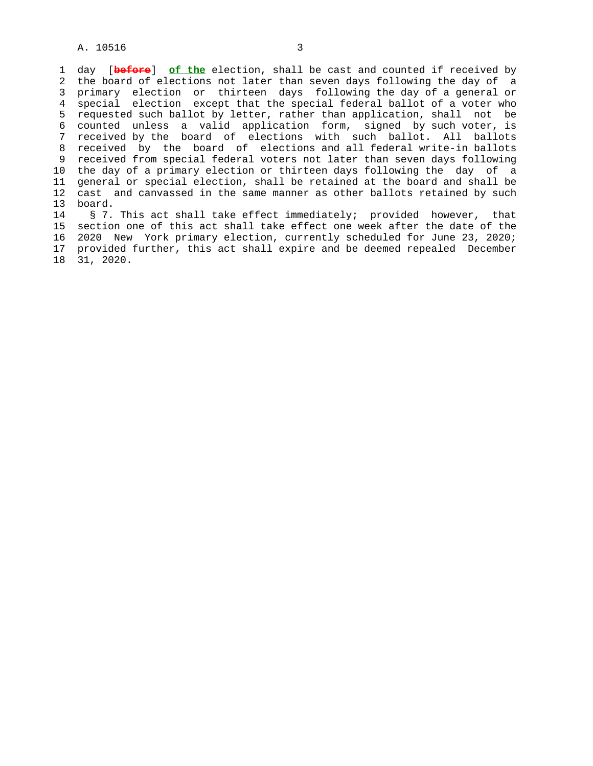day [~~before~~] **of the** election, shall be cast and counted if received by the board of elections not later than seven days following the day of a primary election or thirteen days following the day of a general or special election except that the special federal ballot of a voter who requested such ballot by letter, rather than application, shall not be counted unless a valid application form, signed by such voter, is received by the board of elections with such ballot. All ballots received by the board of elections and all federal write-in ballots received from special federal voters not later than seven days following the day of a primary election or thirteen days following the day of a general or special election, shall be retained at the board and shall be cast and canvassed in the same manner as other ballots retained by such board.

§ 7. This act shall take effect immediately; provided however, that section one of this act shall take effect one week after the date of the 2020 New York primary election, currently scheduled for June 23, 2020; provided further, this act shall expire and be deemed repealed December 31, 2020.